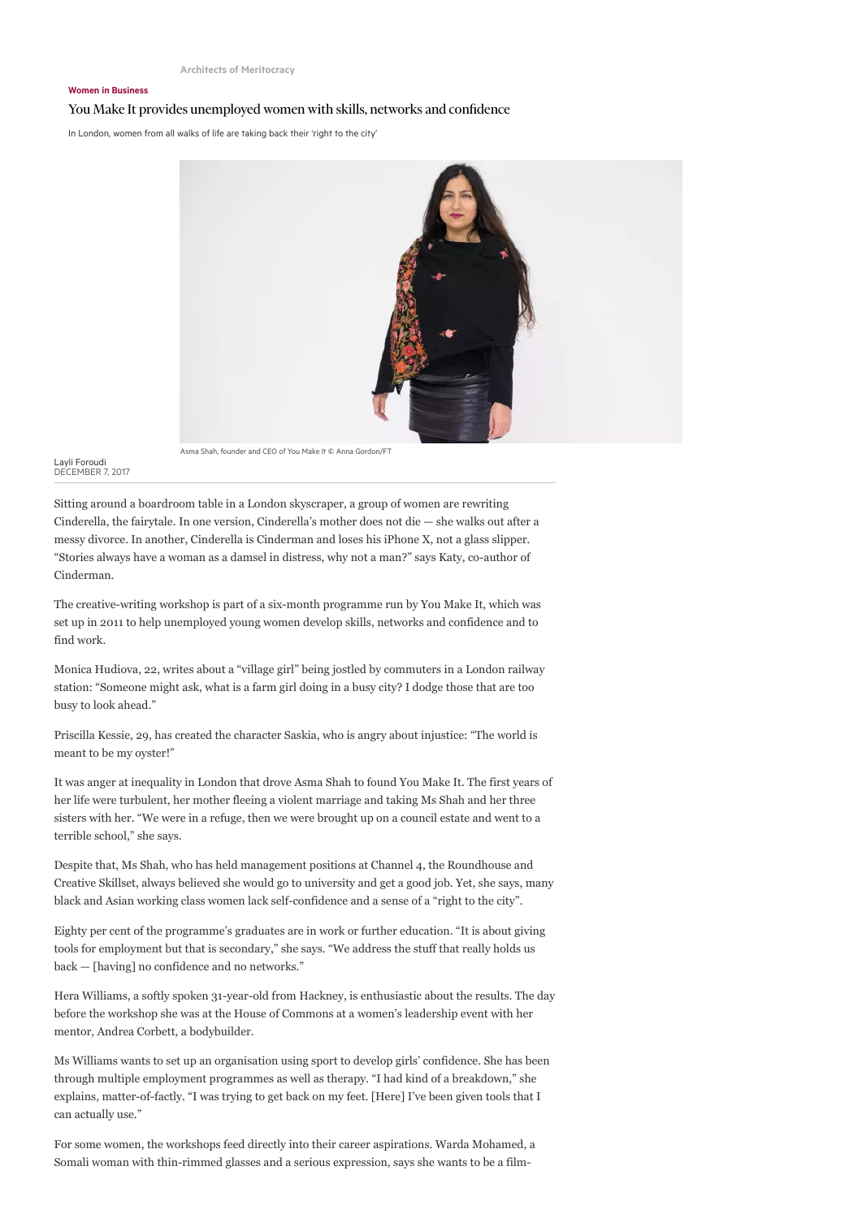Architects of Meritocracy

**Women in Business**

# You Make It provides unemployed women with skills, networks and confidence

In London, women from all walks of life are taking back their 'right to the city'

Asma Shah, founder and CEO of You Make It © Anna Gordon/FT

Layli Foroudi
DECEMBER 7, 2017

Sitting around a boardroom table in a London skyscraper, a group of women are rewriting Cinderella, the fairytale. In one version, Cinderella's mother does not die — she walks out after a messy divorce. In another, Cinderella is Cinderman and loses his iPhone X, not a glass slipper. "Stories always have a woman as a damsel in distress, why not a man?" says Katy, co-author of Cinderman.

The creative-writing workshop is part of a six-month programme run by You Make It, which was set up in 2011 to help unemployed young women develop skills, networks and confidence and to find work.

Monica Hudiova, 22, writes about a "village girl" being jostled by commuters in a London railway station: "Someone might ask, what is a farm girl doing in a busy city? I dodge those that are too busy to look ahead."

Priscilla Kessie, 29, has created the character Saskia, who is angry about injustice: "The world is meant to be my oyster!"

It was anger at inequality in London that drove Asma Shah to found You Make It. The first years of her life were turbulent, her mother fleeing a violent marriage and taking Ms Shah and her three sisters with her. "We were in a refuge, then we were brought up on a council estate and went to a terrible school," she says.

Despite that, Ms Shah, who has held management positions at Channel 4, the Roundhouse and Creative Skillset, always believed she would go to university and get a good job. Yet, she says, many black and Asian working class women lack self-confidence and a sense of a "right to the city".

Eighty per cent of the programme's graduates are in work or further education. "It is about giving tools for employment but that is secondary," she says. "We address the stuff that really holds us back — [having] no confidence and no networks."

Hera Williams, a softly spoken 31-year-old from Hackney, is enthusiastic about the results. The day before the workshop she was at the House of Commons at a women's leadership event with her mentor, Andrea Corbett, a bodybuilder.

Ms Williams wants to set up an organisation using sport to develop girls' confidence. She has been through multiple employment programmes as well as therapy. "I had kind of a breakdown," she explains, matter-of-factly. "I was trying to get back on my feet. [Here] I've been given tools that I can actually use."

For some women, the workshops feed directly into their career aspirations. Warda Mohamed, a Somali woman with thin-rimmed glasses and a serious expression, says she wants to be a film-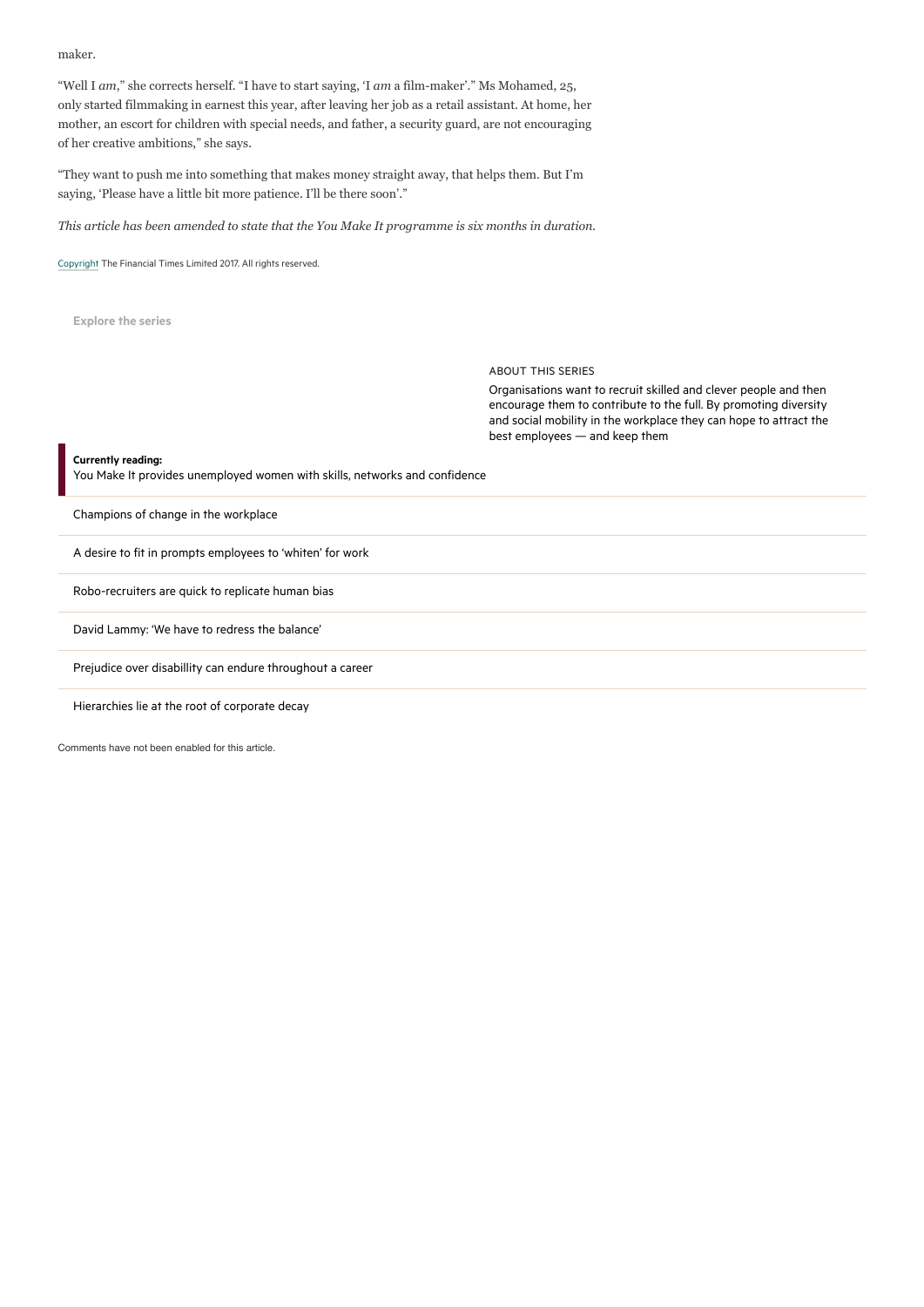maker.

"Well I *am*," she corrects herself. "I have to start saying, 'I *am* a film-maker'." Ms Mohamed, 25, only started filmmaking in earnest this year, after leaving her job as a retail assistant. At home, her mother, an escort for children with special needs, and father, a security guard, are not encouraging of her creative ambitions," she says.

"They want to push me into something that makes money straight away, that helps them. But I'm saying, 'Please have a little bit more patience. I'll be there soon'."

*This article has been amended to state that the You Make It programme is six months in duration.*

Copyright The Financial Times Limited 2017. All rights reserved.

Explore the series

ABOUT THIS SERIES

Organisations want to recruit skilled and clever people and then encourage them to contribute to the full. By promoting diversity and social mobility in the workplace they can hope to attract the best employees — and keep them

**Currently reading:**
You Make It provides unemployed women with skills, networks and confidence

Champions of change in the workplace

A desire to fit in prompts employees to 'whiten' for work

Robo-recruiters are quick to replicate human bias

David Lammy: 'We have to redress the balance'

Prejudice over disabillity can endure throughout a career

Hierarchies lie at the root of corporate decay

Comments have not been enabled for this article.